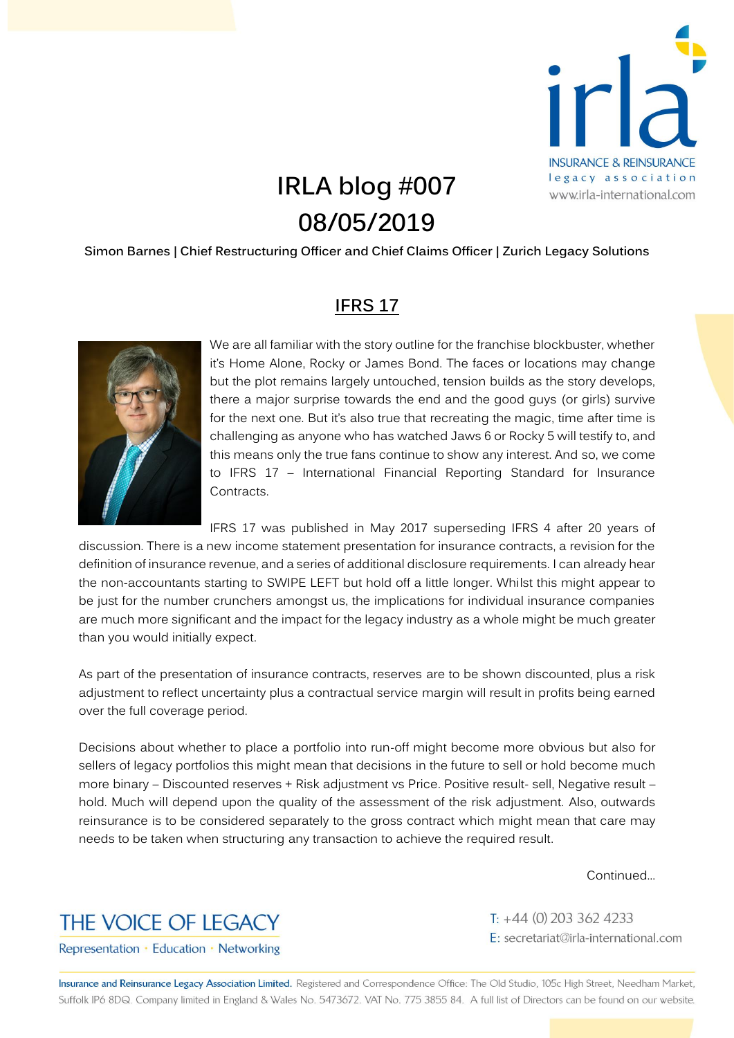# IRLA blog #007
# 08/05/2019

**Simon Barnes | Chief Restructuring Officer and Chief Claims Officer | Zurich Legacy Solutions**

## IFRS 17

We are all familiar with the story outline for the franchise blockbuster, whether it's Home Alone, Rocky or James Bond. The faces or locations may change but the plot remains largely untouched, tension builds as the story develops, there a major surprise towards the end and the good guys (or girls) survive for the next one. But it's also true that recreating the magic, time after time is challenging as anyone who has watched Jaws 6 or Rocky 5 will testify to, and this means only the true fans continue to show any interest. And so, we come to IFRS 17 – International Financial Reporting Standard for Insurance Contracts.

IFRS 17 was published in May 2017 superseding IFRS 4 after 20 years of discussion. There is a new income statement presentation for insurance contracts, a revision for the definition of insurance revenue, and a series of additional disclosure requirements. I can already hear the non-accountants starting to SWIPE LEFT but hold off a little longer. Whilst this might appear to be just for the number crunchers amongst us, the implications for individual insurance companies are much more significant and the impact for the legacy industry as a whole might be much greater than you would initially expect.

As part of the presentation of insurance contracts, reserves are to be shown discounted, plus a risk adjustment to reflect uncertainty plus a contractual service margin will result in profits being earned over the full coverage period.

Decisions about whether to place a portfolio into run-off might become more obvious but also for sellers of legacy portfolios this might mean that decisions in the future to sell or hold become much more binary – Discounted reserves + Risk adjustment vs Price. Positive result- sell, Negative result – hold. Much will depend upon the quality of the assessment of the risk adjustment. Also, outwards reinsurance is to be considered separately to the gross contract which might mean that care may needs to be taken when structuring any transaction to achieve the required result.

Continued...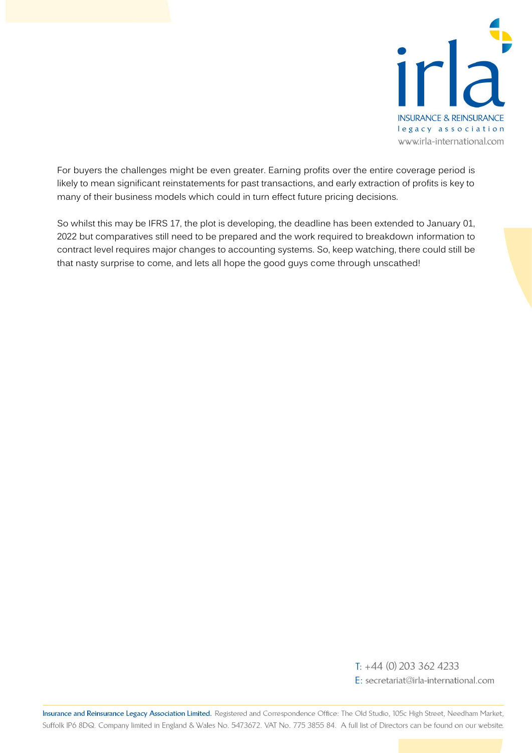For buyers the challenges might be even greater. Earning profits over the entire coverage period is likely to mean significant reinstatements for past transactions, and early extraction of profits is key to many of their business models which could in turn effect future pricing decisions.

So whilst this may be IFRS 17, the plot is developing, the deadline has been extended to January 01, 2022 but comparatives still need to be prepared and the work required to breakdown information to contract level requires major changes to accounting systems. So, keep watching, there could still be that nasty surprise to come, and lets all hope the good guys come through unscathed!